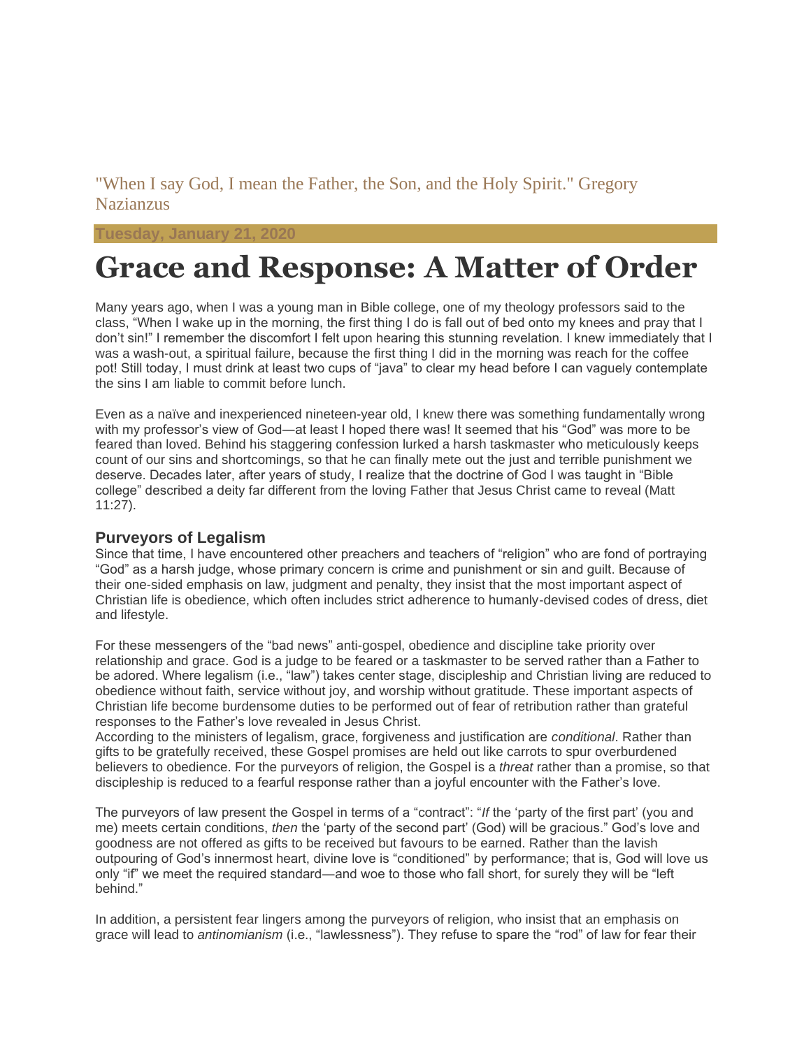"When I say God, I mean the Father, the Son, and the Holy Spirit." Gregory Nazianzus

**Tuesday, January 21, 2020**

# Grace and Response: A Matter of Order

Many years ago, when I was a young man in Bible college, one of my theology professors said to the class, "When I wake up in the morning, the first thing I do is fall out of bed onto my knees and pray that I don't sin!" I remember the discomfort I felt upon hearing this stunning revelation. I knew immediately that I was a wash-out, a spiritual failure, because the first thing I did in the morning was reach for the coffee pot! Still today, I must drink at least two cups of "java" to clear my head before I can vaguely contemplate the sins I am liable to commit before lunch.

Even as a naïve and inexperienced nineteen-year old, I knew there was something fundamentally wrong with my professor's view of God—at least I hoped there was! It seemed that his "God" was more to be feared than loved. Behind his staggering confession lurked a harsh taskmaster who meticulously keeps count of our sins and shortcomings, so that he can finally mete out the just and terrible punishment we deserve. Decades later, after years of study, I realize that the doctrine of God I was taught in "Bible college" described a deity far different from the loving Father that Jesus Christ came to reveal (Matt 11:27).

## Purveyors of Legalism

Since that time, I have encountered other preachers and teachers of "religion" who are fond of portraying "God" as a harsh judge, whose primary concern is crime and punishment or sin and guilt. Because of their one-sided emphasis on law, judgment and penalty, they insist that the most important aspect of Christian life is obedience, which often includes strict adherence to humanly-devised codes of dress, diet and lifestyle.

For these messengers of the "bad news" anti-gospel, obedience and discipline take priority over relationship and grace. God is a judge to be feared or a taskmaster to be served rather than a Father to be adored. Where legalism (i.e., "law") takes center stage, discipleship and Christian living are reduced to obedience without faith, service without joy, and worship without gratitude. These important aspects of Christian life become burdensome duties to be performed out of fear of retribution rather than grateful responses to the Father's love revealed in Jesus Christ.

According to the ministers of legalism, grace, forgiveness and justification are *conditional*. Rather than gifts to be gratefully received, these Gospel promises are held out like carrots to spur overburdened believers to obedience. For the purveyors of religion, the Gospel is a *threat* rather than a promise, so that discipleship is reduced to a fearful response rather than a joyful encounter with the Father's love.

The purveyors of law present the Gospel in terms of a "contract": "*If* the 'party of the first part' (you and me) meets certain conditions, *then* the 'party of the second part' (God) will be gracious." God's love and goodness are not offered as gifts to be received but favours to be earned. Rather than the lavish outpouring of God's innermost heart, divine love is "conditioned" by performance; that is, God will love us only "if" we meet the required standard—and woe to those who fall short, for surely they will be "left behind."

In addition, a persistent fear lingers among the purveyors of religion, who insist that an emphasis on grace will lead to *antinomianism* (i.e., "lawlessness"). They refuse to spare the "rod" of law for fear their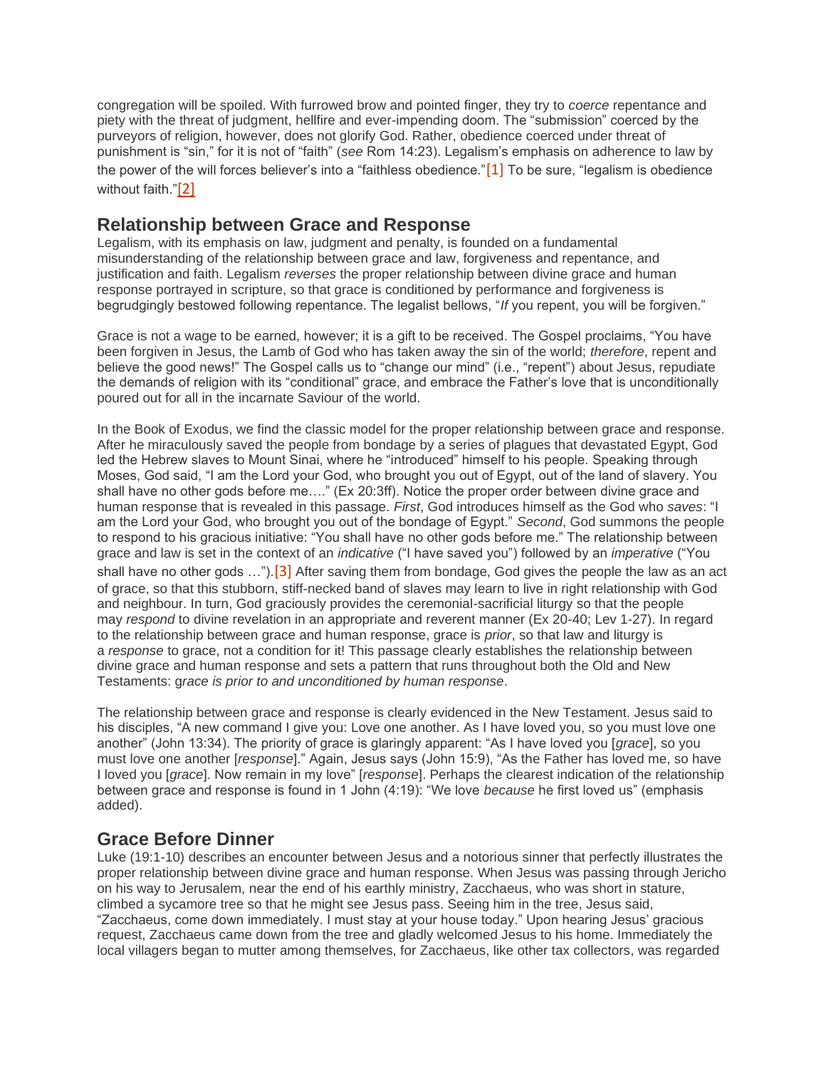congregation will be spoiled. With furrowed brow and pointed finger, they try to *coerce* repentance and piety with the threat of judgment, hellfire and ever-impending doom. The "submission" coerced by the purveyors of religion, however, does not glorify God. Rather, obedience coerced under threat of punishment is "sin," for it is not of "faith" (*see* Rom 14:23). Legalism's emphasis on adherence to law by the power of the will forces believer's into a "faithless obedience."[1] To be sure, "legalism is obedience without faith."[2]

## Relationship between Grace and Response

Legalism, with its emphasis on law, judgment and penalty, is founded on a fundamental misunderstanding of the relationship between grace and law, forgiveness and repentance, and justification and faith. Legalism *reverses* the proper relationship between divine grace and human response portrayed in scripture, so that grace is conditioned by performance and forgiveness is begrudgingly bestowed following repentance. The legalist bellows, "*If* you repent, you will be forgiven."

Grace is not a wage to be earned, however; it is a gift to be received. The Gospel proclaims, "You have been forgiven in Jesus, the Lamb of God who has taken away the sin of the world; *therefore*, repent and believe the good news!" The Gospel calls us to "change our mind" (i.e., "repent") about Jesus, repudiate the demands of religion with its "conditional" grace, and embrace the Father's love that is unconditionally poured out for all in the incarnate Saviour of the world.

In the Book of Exodus, we find the classic model for the proper relationship between grace and response. After he miraculously saved the people from bondage by a series of plagues that devastated Egypt, God led the Hebrew slaves to Mount Sinai, where he "introduced" himself to his people. Speaking through Moses, God said, "I am the Lord your God, who brought you out of Egypt, out of the land of slavery. You shall have no other gods before me…." (Ex 20:3ff). Notice the proper order between divine grace and human response that is revealed in this passage. *First*, God introduces himself as the God who *saves*: "I am the Lord your God, who brought you out of the bondage of Egypt." *Second*, God summons the people to respond to his gracious initiative: "You shall have no other gods before me." The relationship between grace and law is set in the context of an *indicative* ("I have saved you") followed by an *imperative* ("You shall have no other gods …").[3] After saving them from bondage, God gives the people the law as an act of grace, so that this stubborn, stiff-necked band of slaves may learn to live in right relationship with God and neighbour. In turn, God graciously provides the ceremonial-sacrificial liturgy so that the people may *respond* to divine revelation in an appropriate and reverent manner (Ex 20-40; Lev 1-27). In regard to the relationship between grace and human response, grace is *prior*, so that law and liturgy is a *response* to grace, not a condition for it! This passage clearly establishes the relationship between divine grace and human response and sets a pattern that runs throughout both the Old and New Testaments: g*race is prior to and unconditioned by human response*.

The relationship between grace and response is clearly evidenced in the New Testament. Jesus said to his disciples, "A new command I give you: Love one another. As I have loved you, so you must love one another" (John 13:34). The priority of grace is glaringly apparent: "As I have loved you [*grace*], so you must love one another [*response*]." Again, Jesus says (John 15:9), "As the Father has loved me, so have I loved you [*grace*]. Now remain in my love" [*response*]. Perhaps the clearest indication of the relationship between grace and response is found in 1 John (4:19): "We love *because* he first loved us" (emphasis added).

## Grace Before Dinner

Luke (19:1-10) describes an encounter between Jesus and a notorious sinner that perfectly illustrates the proper relationship between divine grace and human response. When Jesus was passing through Jericho on his way to Jerusalem, near the end of his earthly ministry, Zacchaeus, who was short in stature, climbed a sycamore tree so that he might see Jesus pass. Seeing him in the tree, Jesus said, "Zacchaeus, come down immediately. I must stay at your house today." Upon hearing Jesus' gracious request, Zacchaeus came down from the tree and gladly welcomed Jesus to his home. Immediately the local villagers began to mutter among themselves, for Zacchaeus, like other tax collectors, was regarded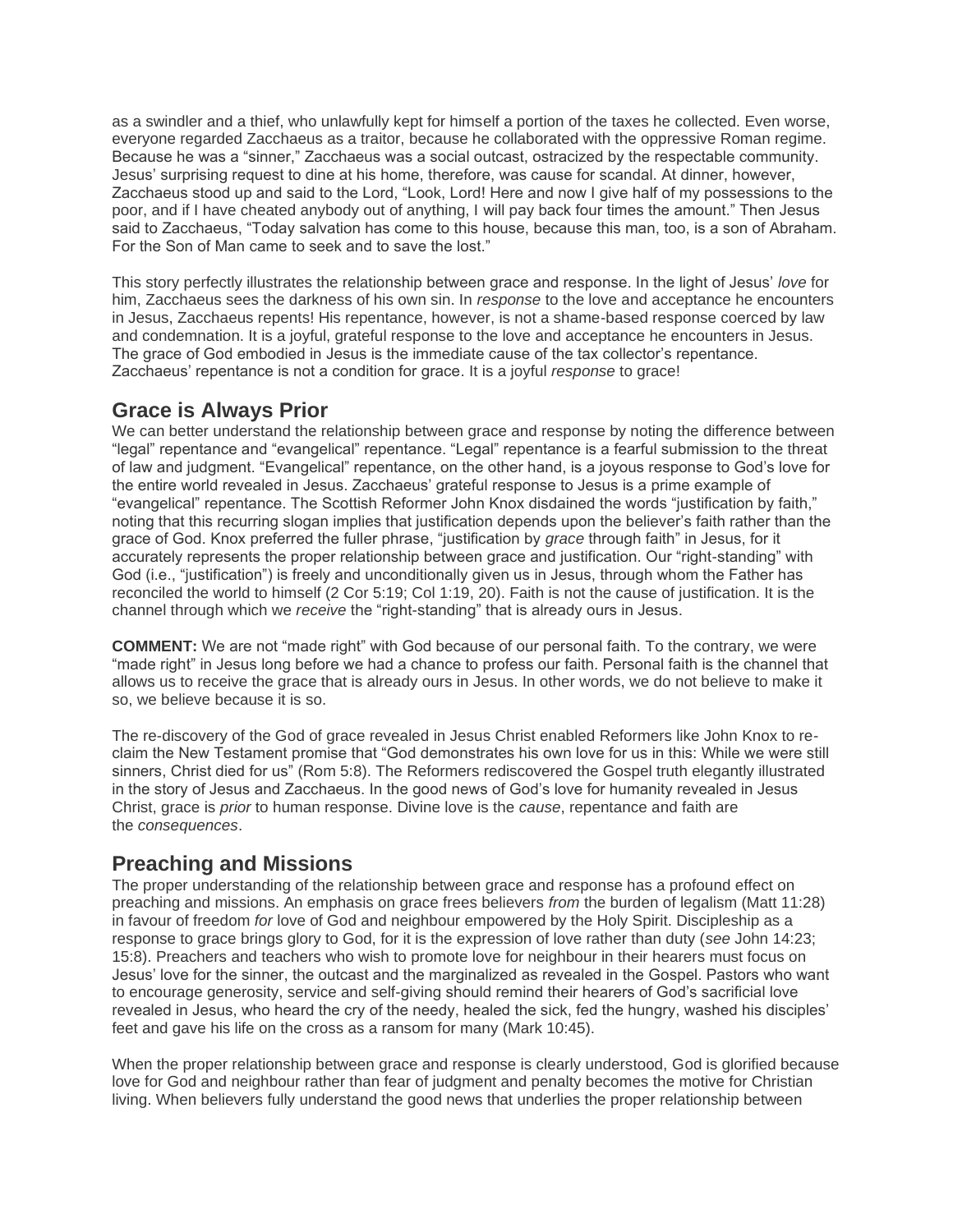as a swindler and a thief, who unlawfully kept for himself a portion of the taxes he collected. Even worse, everyone regarded Zacchaeus as a traitor, because he collaborated with the oppressive Roman regime. Because he was a "sinner," Zacchaeus was a social outcast, ostracized by the respectable community. Jesus' surprising request to dine at his home, therefore, was cause for scandal. At dinner, however, Zacchaeus stood up and said to the Lord, "Look, Lord! Here and now I give half of my possessions to the poor, and if I have cheated anybody out of anything, I will pay back four times the amount." Then Jesus said to Zacchaeus, "Today salvation has come to this house, because this man, too, is a son of Abraham. For the Son of Man came to seek and to save the lost."

This story perfectly illustrates the relationship between grace and response. In the light of Jesus' *love* for him, Zacchaeus sees the darkness of his own sin. In *response* to the love and acceptance he encounters in Jesus, Zacchaeus repents! His repentance, however, is not a shame-based response coerced by law and condemnation. It is a joyful, grateful response to the love and acceptance he encounters in Jesus. The grace of God embodied in Jesus is the immediate cause of the tax collector's repentance. Zacchaeus' repentance is not a condition for grace. It is a joyful *response* to grace!

## Grace is Always Prior

We can better understand the relationship between grace and response by noting the difference between "legal" repentance and "evangelical" repentance. "Legal" repentance is a fearful submission to the threat of law and judgment. "Evangelical" repentance, on the other hand, is a joyous response to God's love for the entire world revealed in Jesus. Zacchaeus' grateful response to Jesus is a prime example of "evangelical" repentance. The Scottish Reformer John Knox disdained the words "justification by faith," noting that this recurring slogan implies that justification depends upon the believer's faith rather than the grace of God. Knox preferred the fuller phrase, "justification by *grace* through faith" in Jesus, for it accurately represents the proper relationship between grace and justification. Our "right-standing" with God (i.e., "justification") is freely and unconditionally given us in Jesus, through whom the Father has reconciled the world to himself (2 Cor 5:19; Col 1:19, 20). Faith is not the cause of justification. It is the channel through which we *receive* the "right-standing" that is already ours in Jesus.

**COMMENT:** We are not "made right" with God because of our personal faith. To the contrary, we were "made right" in Jesus long before we had a chance to profess our faith. Personal faith is the channel that allows us to receive the grace that is already ours in Jesus. In other words, we do not believe to make it so, we believe because it is so.

The re-discovery of the God of grace revealed in Jesus Christ enabled Reformers like John Knox to re-claim the New Testament promise that "God demonstrates his own love for us in this: While we were still sinners, Christ died for us" (Rom 5:8). The Reformers rediscovered the Gospel truth elegantly illustrated in the story of Jesus and Zacchaeus. In the good news of God's love for humanity revealed in Jesus Christ, grace is *prior* to human response. Divine love is the *cause*, repentance and faith are the *consequences*.

## Preaching and Missions

The proper understanding of the relationship between grace and response has a profound effect on preaching and missions. An emphasis on grace frees believers *from* the burden of legalism (Matt 11:28) in favour of freedom *for* love of God and neighbour empowered by the Holy Spirit. Discipleship as a response to grace brings glory to God, for it is the expression of love rather than duty (*see* John 14:23; 15:8). Preachers and teachers who wish to promote love for neighbour in their hearers must focus on Jesus' love for the sinner, the outcast and the marginalized as revealed in the Gospel. Pastors who want to encourage generosity, service and self-giving should remind their hearers of God's sacrificial love revealed in Jesus, who heard the cry of the needy, healed the sick, fed the hungry, washed his disciples' feet and gave his life on the cross as a ransom for many (Mark 10:45).

When the proper relationship between grace and response is clearly understood, God is glorified because love for God and neighbour rather than fear of judgment and penalty becomes the motive for Christian living. When believers fully understand the good news that underlies the proper relationship between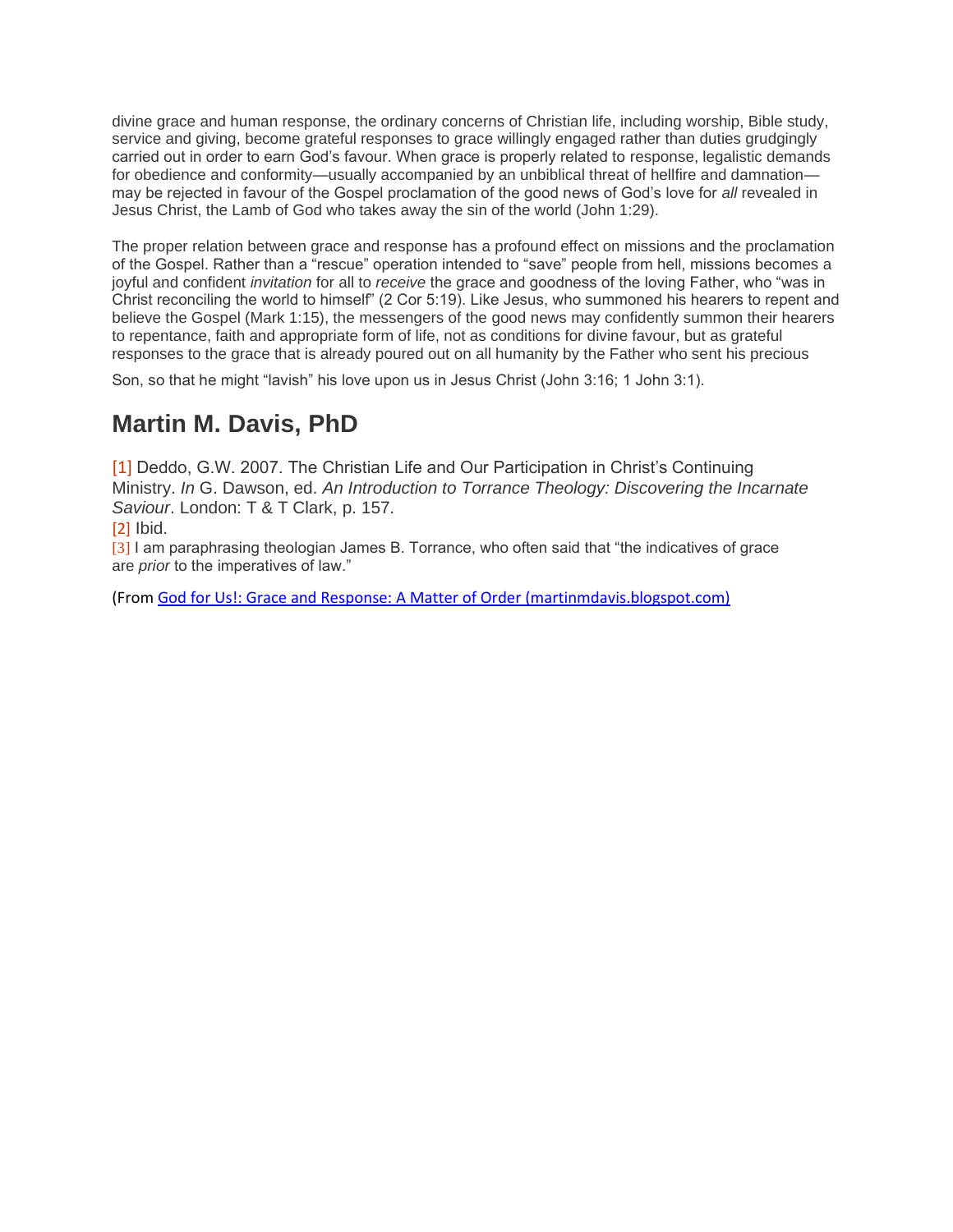divine grace and human response, the ordinary concerns of Christian life, including worship, Bible study, service and giving, become grateful responses to grace willingly engaged rather than duties grudgingly carried out in order to earn God's favour. When grace is properly related to response, legalistic demands for obedience and conformity—usually accompanied by an unbiblical threat of hellfire and damnation—may be rejected in favour of the Gospel proclamation of the good news of God's love for *all* revealed in Jesus Christ, the Lamb of God who takes away the sin of the world (John 1:29).

The proper relation between grace and response has a profound effect on missions and the proclamation of the Gospel. Rather than a "rescue" operation intended to "save" people from hell, missions becomes a joyful and confident *invitation* for all to *receive* the grace and goodness of the loving Father, who "was in Christ reconciling the world to himself" (2 Cor 5:19). Like Jesus, who summoned his hearers to repent and believe the Gospel (Mark 1:15), the messengers of the good news may confidently summon their hearers to repentance, faith and appropriate form of life, not as conditions for divine favour, but as grateful responses to the grace that is already poured out on all humanity by the Father who sent his precious Son, so that he might "lavish" his love upon us in Jesus Christ (John 3:16; 1 John 3:1).

## Martin M. Davis, PhD

[1] Deddo, G.W. 2007. The Christian Life and Our Participation in Christ's Continuing Ministry. *In* G. Dawson, ed. *An Introduction to Torrance Theology: Discovering the Incarnate Saviour*. London: T & T Clark, p. 157.
[2] Ibid.
[3] I am paraphrasing theologian James B. Torrance, who often said that "the indicatives of grace are *prior* to the imperatives of law."

(From God for Us!: Grace and Response: A Matter of Order (martinmdavis.blogspot.com)